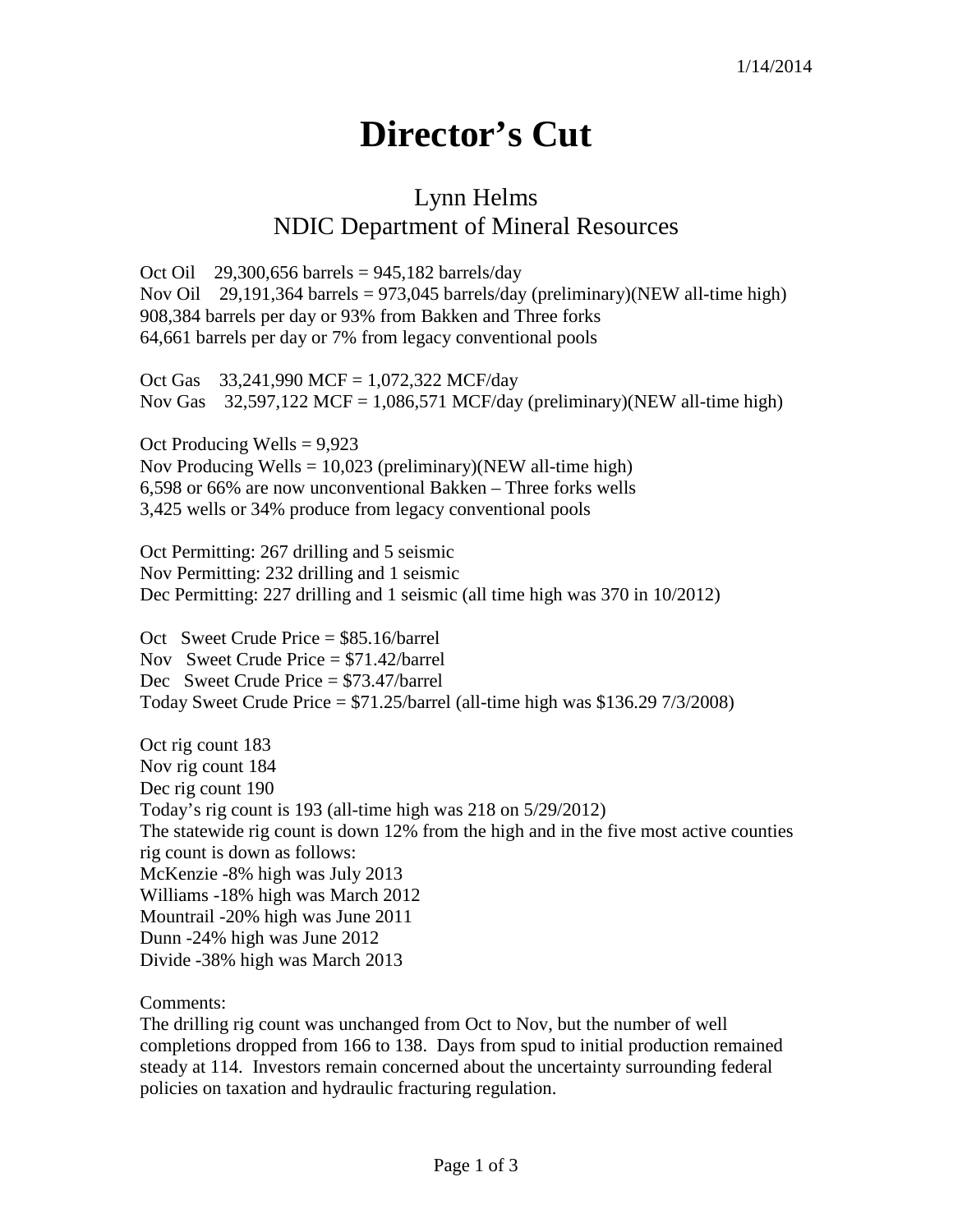1/14/2014

# Director's Cut

## Lynn Helms
## NDIC Department of Mineral Resources

Oct Oil 29,300,656 barrels = 945,182 barrels/day
Nov Oil 29,191,364 barrels = 973,045 barrels/day (preliminary)(NEW all-time high)
908,384 barrels per day or 93% from Bakken and Three forks
64,661 barrels per day or 7% from legacy conventional pools

Oct Gas 33,241,990 MCF = 1,072,322 MCF/day
Nov Gas 32,597,122 MCF = 1,086,571 MCF/day (preliminary)(NEW all-time high)

Oct Producing Wells = 9,923
Nov Producing Wells = 10,023 (preliminary)(NEW all-time high)
6,598 or 66% are now unconventional Bakken – Three forks wells
3,425 wells or 34% produce from legacy conventional pools

Oct Permitting: 267 drilling and 5 seismic
Nov Permitting: 232 drilling and 1 seismic
Dec Permitting: 227 drilling and 1 seismic (all time high was 370 in 10/2012)

Oct Sweet Crude Price = $85.16/barrel
Nov Sweet Crude Price = $71.42/barrel
Dec Sweet Crude Price = $73.47/barrel
Today Sweet Crude Price = $71.25/barrel (all-time high was $136.29 7/3/2008)

Oct rig count 183
Nov rig count 184
Dec rig count 190
Today's rig count is 193 (all-time high was 218 on 5/29/2012)
The statewide rig count is down 12% from the high and in the five most active counties rig count is down as follows:
McKenzie -8% high was July 2013
Williams -18% high was March 2012
Mountrail -20% high was June 2011
Dunn -24% high was June 2012
Divide -38% high was March 2013

Comments:
The drilling rig count was unchanged from Oct to Nov, but the number of well completions dropped from 166 to 138. Days from spud to initial production remained steady at 114. Investors remain concerned about the uncertainty surrounding federal policies on taxation and hydraulic fracturing regulation.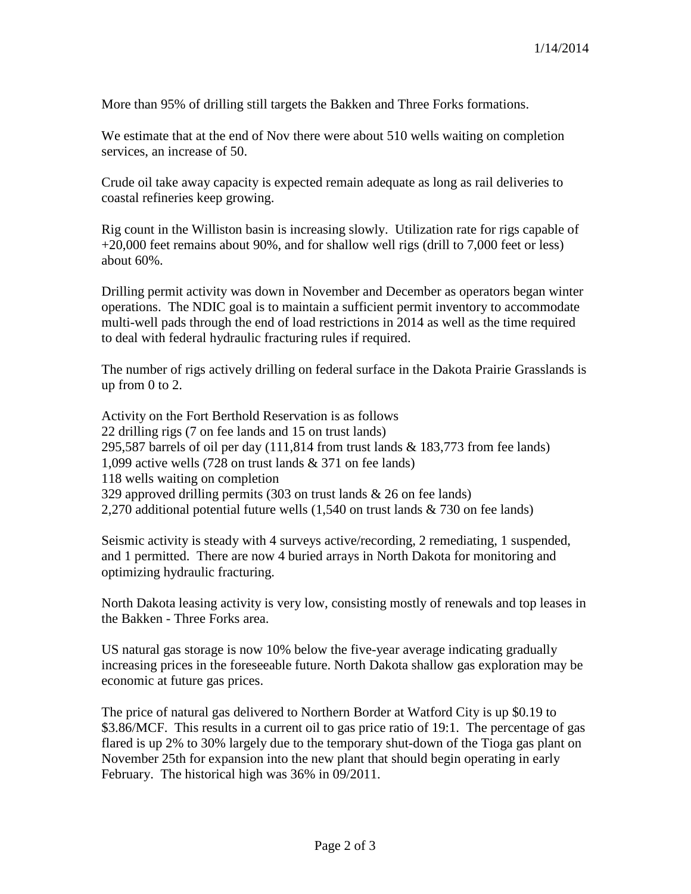More than 95% of drilling still targets the Bakken and Three Forks formations.

We estimate that at the end of Nov there were about 510 wells waiting on completion services, an increase of 50.

Crude oil take away capacity is expected remain adequate as long as rail deliveries to coastal refineries keep growing.

Rig count in the Williston basin is increasing slowly. Utilization rate for rigs capable of +20,000 feet remains about 90%, and for shallow well rigs (drill to 7,000 feet or less) about 60%.

Drilling permit activity was down in November and December as operators began winter operations. The NDIC goal is to maintain a sufficient permit inventory to accommodate multi-well pads through the end of load restrictions in 2014 as well as the time required to deal with federal hydraulic fracturing rules if required.

The number of rigs actively drilling on federal surface in the Dakota Prairie Grasslands is up from 0 to 2.

Activity on the Fort Berthold Reservation is as follows
22 drilling rigs (7 on fee lands and 15 on trust lands)
295,587 barrels of oil per day (111,814 from trust lands & 183,773 from fee lands)
1,099 active wells (728 on trust lands & 371 on fee lands)
118 wells waiting on completion
329 approved drilling permits (303 on trust lands & 26 on fee lands)
2,270 additional potential future wells (1,540 on trust lands & 730 on fee lands)

Seismic activity is steady with 4 surveys active/recording, 2 remediating, 1 suspended, and 1 permitted. There are now 4 buried arrays in North Dakota for monitoring and optimizing hydraulic fracturing.

North Dakota leasing activity is very low, consisting mostly of renewals and top leases in the Bakken - Three Forks area.

US natural gas storage is now 10% below the five-year average indicating gradually increasing prices in the foreseeable future. North Dakota shallow gas exploration may be economic at future gas prices.

The price of natural gas delivered to Northern Border at Watford City is up $0.19 to $3.86/MCF. This results in a current oil to gas price ratio of 19:1. The percentage of gas flared is up 2% to 30% largely due to the temporary shut-down of the Tioga gas plant on November 25th for expansion into the new plant that should begin operating in early February. The historical high was 36% in 09/2011.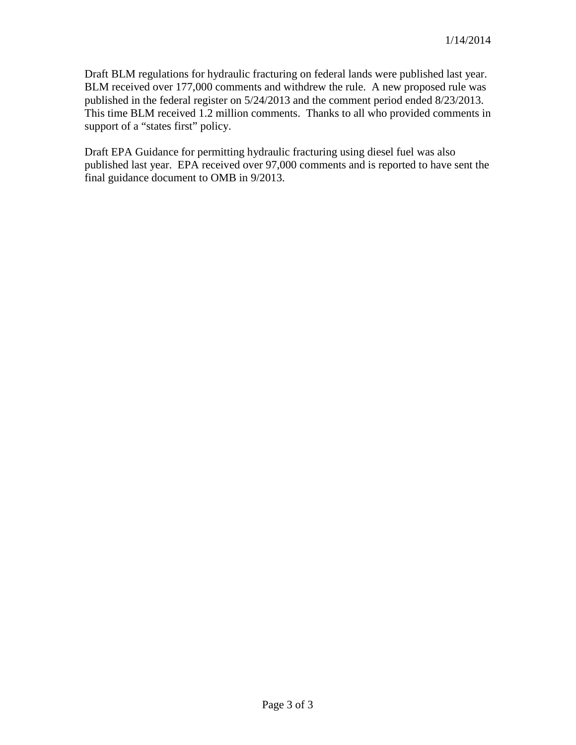Draft BLM regulations for hydraulic fracturing on federal lands were published last year. BLM received over 177,000 comments and withdrew the rule. A new proposed rule was published in the federal register on 5/24/2013 and the comment period ended 8/23/2013. This time BLM received 1.2 million comments. Thanks to all who provided comments in support of a "states first" policy.

Draft EPA Guidance for permitting hydraulic fracturing using diesel fuel was also published last year. EPA received over 97,000 comments and is reported to have sent the final guidance document to OMB in 9/2013.